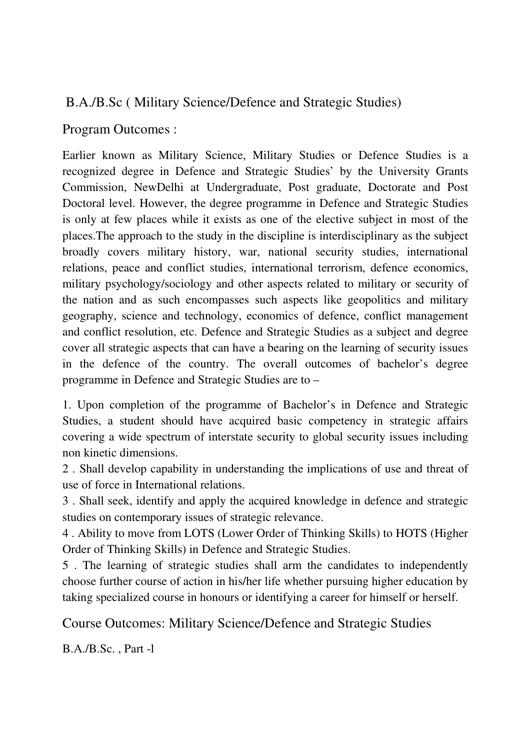## B.A./B.Sc ( Military Science/Defence and Strategic Studies)

### Program Outcomes :

Earlier known as Military Science, Military Studies or Defence Studies is a recognized degree in Defence and Strategic Studies' by the University Grants Commission, NewDelhi at Undergraduate, Post graduate, Doctorate and Post Doctoral level. However, the degree programme in Defence and Strategic Studies is only at few places while it exists as one of the elective subject in most of the places.The approach to the study in the discipline is interdisciplinary as the subject broadly covers military history, war, national security studies, international relations, peace and conflict studies, international terrorism, defence economics, military psychology/sociology and other aspects related to military or security of the nation and as such encompasses such aspects like geopolitics and military geography, science and technology, economics of defence, conflict management and conflict resolution, etc. Defence and Strategic Studies as a subject and degree cover all strategic aspects that can have a bearing on the learning of security issues in the defence of the country. The overall outcomes of bachelor's degree programme in Defence and Strategic Studies are to –

1. Upon completion of the programme of Bachelor's in Defence and Strategic Studies, a student should have acquired basic competency in strategic affairs covering a wide spectrum of interstate security to global security issues including non kinetic dimensions.
2. Shall develop capability in understanding the implications of use and threat of use of force in International relations.
3. Shall seek, identify and apply the acquired knowledge in defence and strategic studies on contemporary issues of strategic relevance.
4. Ability to move from LOTS (Lower Order of Thinking Skills) to HOTS (Higher Order of Thinking Skills) in Defence and Strategic Studies.
5. The learning of strategic studies shall arm the candidates to independently choose further course of action in his/her life whether pursuing higher education by taking specialized course in honours or identifying a career for himself or herself.

### Course Outcomes: Military Science/Defence and Strategic Studies

B.A./B.Sc. , Part -l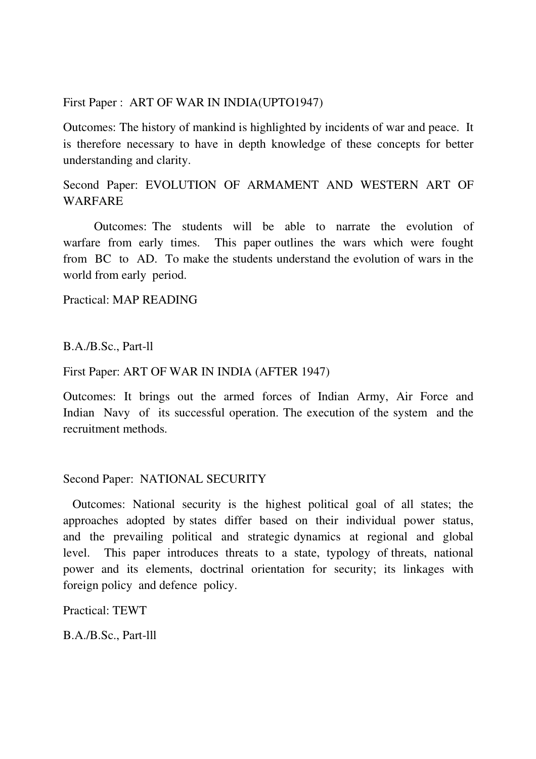First Paper : ART OF WAR IN INDIA(UPTO1947)

Outcomes: The history of mankind is highlighted by incidents of war and peace. It is therefore necessary to have in depth knowledge of these concepts for better understanding and clarity.

Second Paper: EVOLUTION OF ARMAMENT AND WESTERN ART OF WARFARE

Outcomes: The students will be able to narrate the evolution of warfare from early times. This paper outlines the wars which were fought from BC to AD. To make the students understand the evolution of wars in the world from early period.

Practical: MAP READING

B.A./B.Sc., Part-ll

First Paper: ART OF WAR IN INDIA (AFTER 1947)

Outcomes: It brings out the armed forces of Indian Army, Air Force and Indian Navy of its successful operation. The execution of the system and the recruitment methods.

Second Paper: NATIONAL SECURITY

Outcomes: National security is the highest political goal of all states; the approaches adopted by states differ based on their individual power status, and the prevailing political and strategic dynamics at regional and global level. This paper introduces threats to a state, typology of threats, national power and its elements, doctrinal orientation for security; its linkages with foreign policy and defence policy.

Practical: TEWT

B.A./B.Sc., Part-lll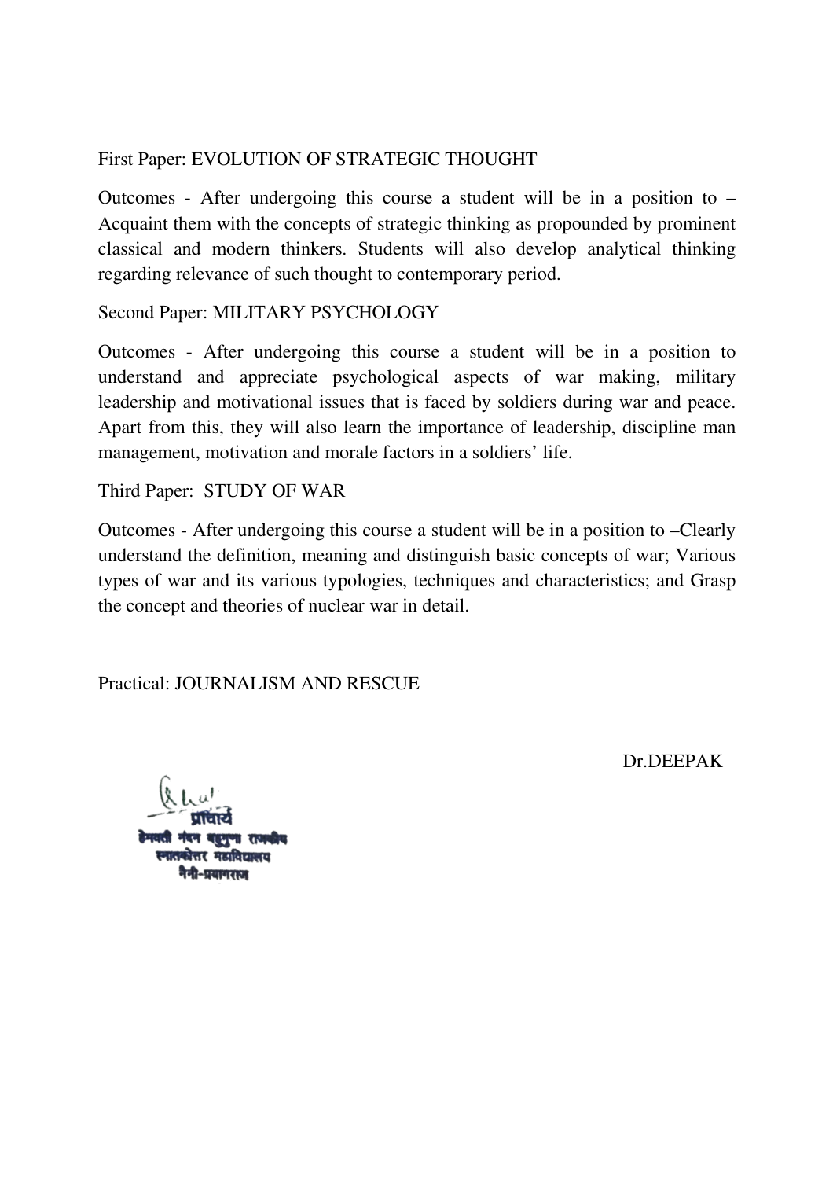First Paper: EVOLUTION OF STRATEGIC THOUGHT

Outcomes - After undergoing this course a student will be in a position to – Acquaint them with the concepts of strategic thinking as propounded by prominent classical and modern thinkers. Students will also develop analytical thinking regarding relevance of such thought to contemporary period.

Second Paper: MILITARY PSYCHOLOGY

Outcomes - After undergoing this course a student will be in a position to understand and appreciate psychological aspects of war making, military leadership and motivational issues that is faced by soldiers during war and peace. Apart from this, they will also learn the importance of leadership, discipline man management, motivation and morale factors in a soldiers' life.

Third Paper: STUDY OF WAR

Outcomes - After undergoing this course a student will be in a position to –Clearly understand the definition, meaning and distinguish basic concepts of war; Various types of war and its various typologies, techniques and characteristics; and Grasp the concept and theories of nuclear war in detail.

Practical: JOURNALISM AND RESCUE

Dr.DEEPAK

प्राचार्य
हेमवती नंदन बहुगुणा राजकीय
स्नातकोत्तर महाविद्यालय
नैनी-प्रयागराज